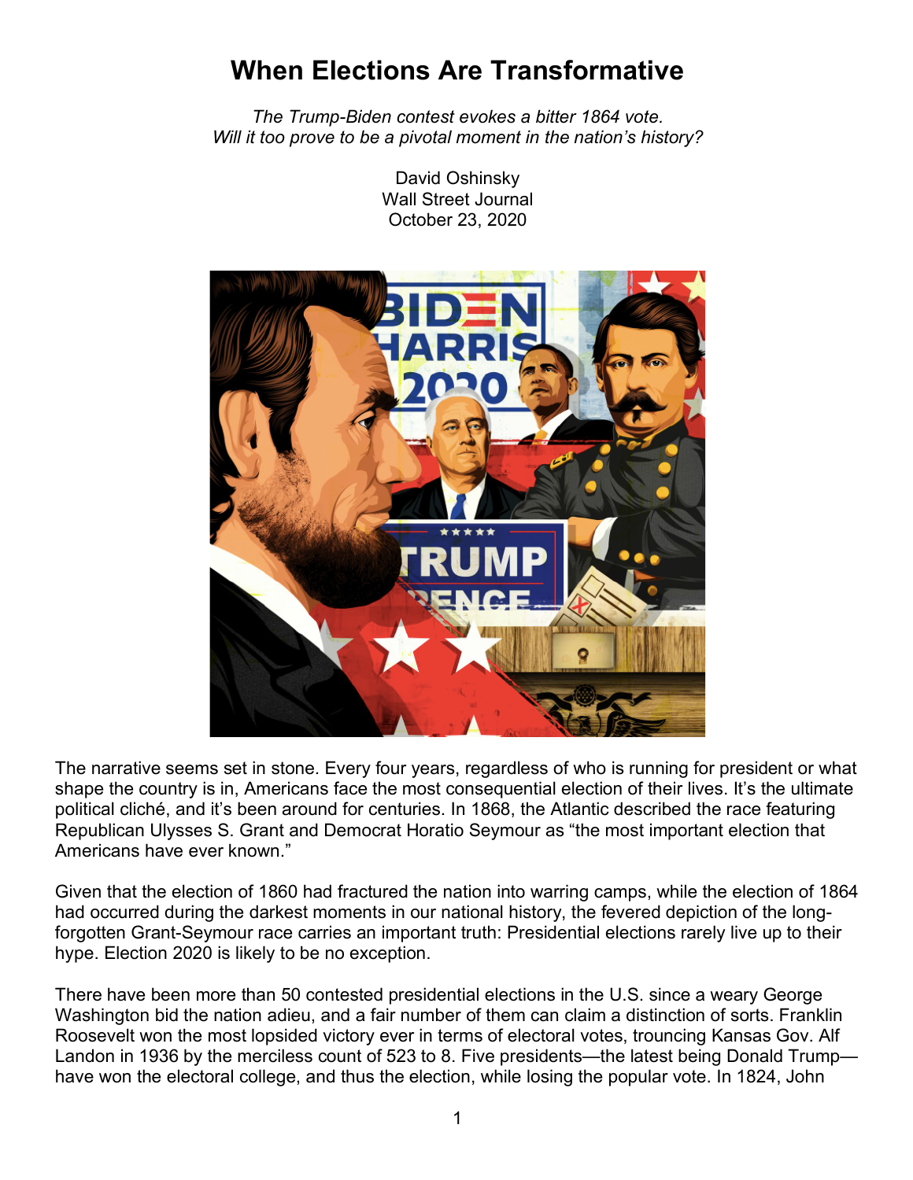# When Elections Are Transformative

*The Trump-Biden contest evokes a bitter 1864 vote.*
*Will it too prove to be a pivotal moment in the nation's history?*

David Oshinsky
Wall Street Journal
October 23, 2020

The narrative seems set in stone. Every four years, regardless of who is running for president or what shape the country is in, Americans face the most consequential election of their lives. It's the ultimate political cliché, and it's been around for centuries. In 1868, the Atlantic described the race featuring Republican Ulysses S. Grant and Democrat Horatio Seymour as "the most important election that Americans have ever known."

Given that the election of 1860 had fractured the nation into warring camps, while the election of 1864 had occurred during the darkest moments in our national history, the fevered depiction of the long-forgotten Grant-Seymour race carries an important truth: Presidential elections rarely live up to their hype. Election 2020 is likely to be no exception.

There have been more than 50 contested presidential elections in the U.S. since a weary George Washington bid the nation adieu, and a fair number of them can claim a distinction of sorts. Franklin Roosevelt won the most lopsided victory ever in terms of electoral votes, trouncing Kansas Gov. Alf Landon in 1936 by the merciless count of 523 to 8. Five presidents—the latest being Donald Trump—have won the electoral college, and thus the election, while losing the popular vote. In 1824, John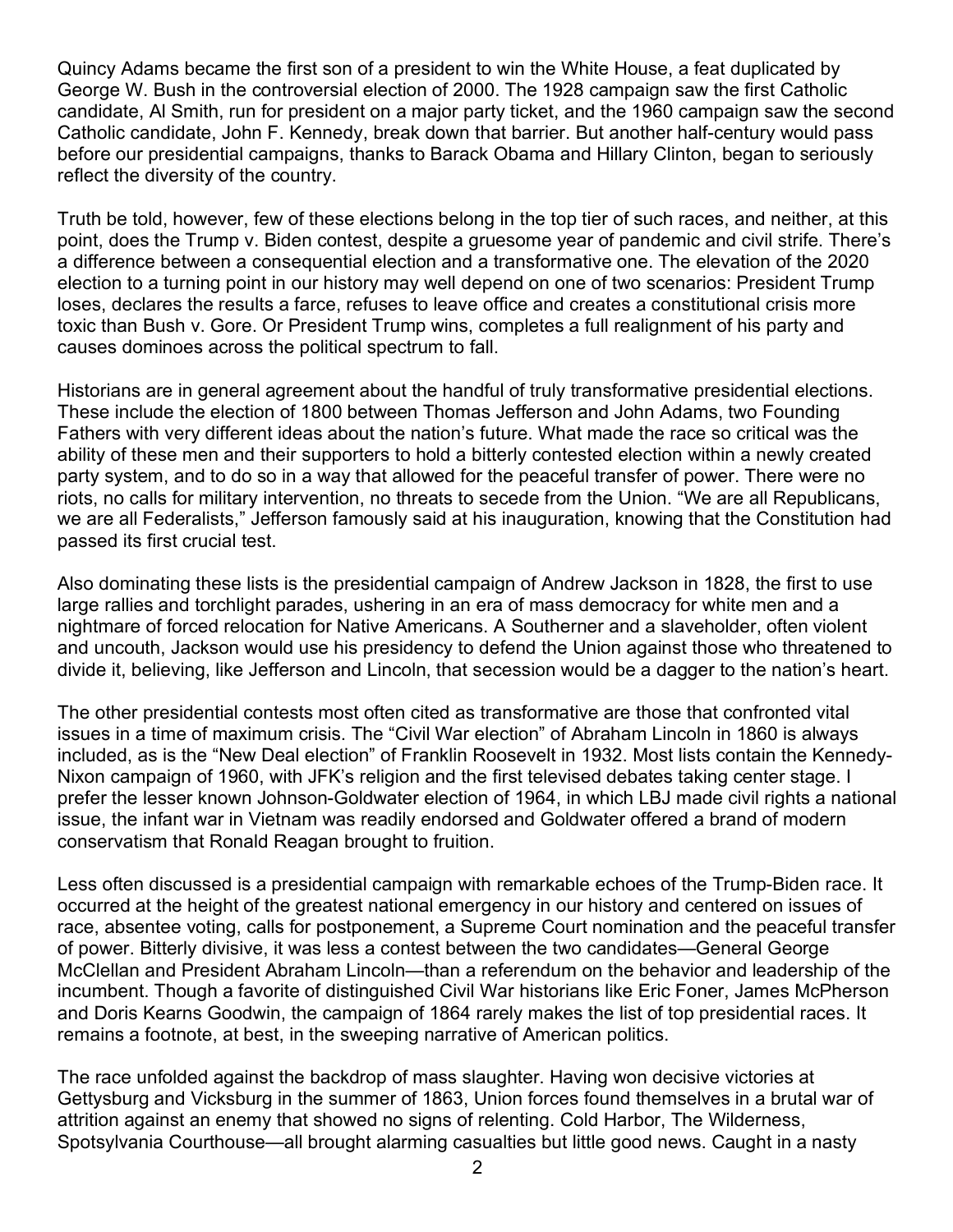Quincy Adams became the first son of a president to win the White House, a feat duplicated by George W. Bush in the controversial election of 2000. The 1928 campaign saw the first Catholic candidate, Al Smith, run for president on a major party ticket, and the 1960 campaign saw the second Catholic candidate, John F. Kennedy, break down that barrier. But another half-century would pass before our presidential campaigns, thanks to Barack Obama and Hillary Clinton, began to seriously reflect the diversity of the country.

Truth be told, however, few of these elections belong in the top tier of such races, and neither, at this point, does the Trump v. Biden contest, despite a gruesome year of pandemic and civil strife. There's a difference between a consequential election and a transformative one. The elevation of the 2020 election to a turning point in our history may well depend on one of two scenarios: President Trump loses, declares the results a farce, refuses to leave office and creates a constitutional crisis more toxic than Bush v. Gore. Or President Trump wins, completes a full realignment of his party and causes dominoes across the political spectrum to fall.

Historians are in general agreement about the handful of truly transformative presidential elections. These include the election of 1800 between Thomas Jefferson and John Adams, two Founding Fathers with very different ideas about the nation's future. What made the race so critical was the ability of these men and their supporters to hold a bitterly contested election within a newly created party system, and to do so in a way that allowed for the peaceful transfer of power. There were no riots, no calls for military intervention, no threats to secede from the Union. "We are all Republicans, we are all Federalists," Jefferson famously said at his inauguration, knowing that the Constitution had passed its first crucial test.

Also dominating these lists is the presidential campaign of Andrew Jackson in 1828, the first to use large rallies and torchlight parades, ushering in an era of mass democracy for white men and a nightmare of forced relocation for Native Americans. A Southerner and a slaveholder, often violent and uncouth, Jackson would use his presidency to defend the Union against those who threatened to divide it, believing, like Jefferson and Lincoln, that secession would be a dagger to the nation's heart.

The other presidential contests most often cited as transformative are those that confronted vital issues in a time of maximum crisis. The "Civil War election" of Abraham Lincoln in 1860 is always included, as is the "New Deal election" of Franklin Roosevelt in 1932. Most lists contain the Kennedy-Nixon campaign of 1960, with JFK's religion and the first televised debates taking center stage. I prefer the lesser known Johnson-Goldwater election of 1964, in which LBJ made civil rights a national issue, the infant war in Vietnam was readily endorsed and Goldwater offered a brand of modern conservatism that Ronald Reagan brought to fruition.

Less often discussed is a presidential campaign with remarkable echoes of the Trump-Biden race. It occurred at the height of the greatest national emergency in our history and centered on issues of race, absentee voting, calls for postponement, a Supreme Court nomination and the peaceful transfer of power. Bitterly divisive, it was less a contest between the two candidates—General George McClellan and President Abraham Lincoln—than a referendum on the behavior and leadership of the incumbent. Though a favorite of distinguished Civil War historians like Eric Foner, James McPherson and Doris Kearns Goodwin, the campaign of 1864 rarely makes the list of top presidential races. It remains a footnote, at best, in the sweeping narrative of American politics.

The race unfolded against the backdrop of mass slaughter. Having won decisive victories at Gettysburg and Vicksburg in the summer of 1863, Union forces found themselves in a brutal war of attrition against an enemy that showed no signs of relenting. Cold Harbor, The Wilderness, Spotsylvania Courthouse—all brought alarming casualties but little good news. Caught in a nasty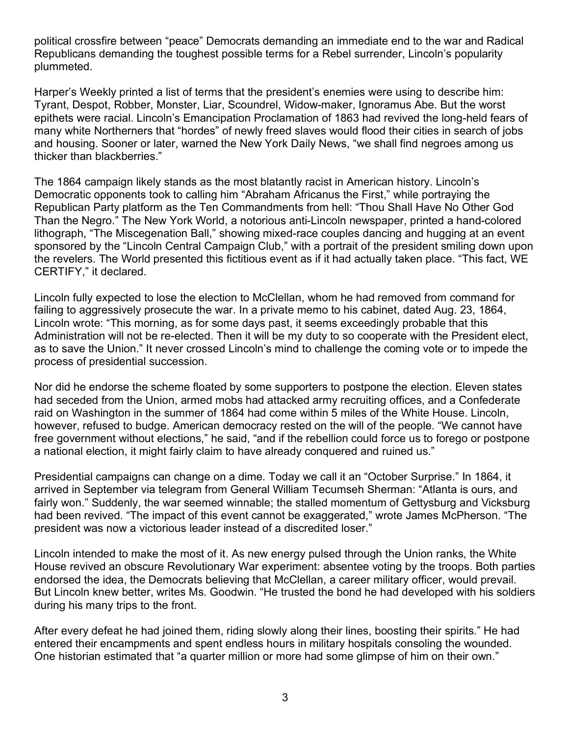political crossfire between "peace" Democrats demanding an immediate end to the war and Radical Republicans demanding the toughest possible terms for a Rebel surrender, Lincoln's popularity plummeted.

Harper's Weekly printed a list of terms that the president's enemies were using to describe him: Tyrant, Despot, Robber, Monster, Liar, Scoundrel, Widow-maker, Ignoramus Abe. But the worst epithets were racial. Lincoln's Emancipation Proclamation of 1863 had revived the long-held fears of many white Northerners that "hordes" of newly freed slaves would flood their cities in search of jobs and housing. Sooner or later, warned the New York Daily News, "we shall find negroes among us thicker than blackberries."

The 1864 campaign likely stands as the most blatantly racist in American history. Lincoln's Democratic opponents took to calling him "Abraham Africanus the First," while portraying the Republican Party platform as the Ten Commandments from hell: "Thou Shall Have No Other God Than the Negro." The New York World, a notorious anti-Lincoln newspaper, printed a hand-colored lithograph, "The Miscegenation Ball," showing mixed-race couples dancing and hugging at an event sponsored by the "Lincoln Central Campaign Club," with a portrait of the president smiling down upon the revelers. The World presented this fictitious event as if it had actually taken place. "This fact, WE CERTIFY," it declared.

Lincoln fully expected to lose the election to McClellan, whom he had removed from command for failing to aggressively prosecute the war. In a private memo to his cabinet, dated Aug. 23, 1864, Lincoln wrote: "This morning, as for some days past, it seems exceedingly probable that this Administration will not be re-elected. Then it will be my duty to so cooperate with the President elect, as to save the Union." It never crossed Lincoln's mind to challenge the coming vote or to impede the process of presidential succession.

Nor did he endorse the scheme floated by some supporters to postpone the election. Eleven states had seceded from the Union, armed mobs had attacked army recruiting offices, and a Confederate raid on Washington in the summer of 1864 had come within 5 miles of the White House. Lincoln, however, refused to budge. American democracy rested on the will of the people. "We cannot have free government without elections," he said, "and if the rebellion could force us to forego or postpone a national election, it might fairly claim to have already conquered and ruined us."

Presidential campaigns can change on a dime. Today we call it an "October Surprise." In 1864, it arrived in September via telegram from General William Tecumseh Sherman: "Atlanta is ours, and fairly won." Suddenly, the war seemed winnable; the stalled momentum of Gettysburg and Vicksburg had been revived. "The impact of this event cannot be exaggerated," wrote James McPherson. "The president was now a victorious leader instead of a discredited loser."

Lincoln intended to make the most of it. As new energy pulsed through the Union ranks, the White House revived an obscure Revolutionary War experiment: absentee voting by the troops. Both parties endorsed the idea, the Democrats believing that McClellan, a career military officer, would prevail. But Lincoln knew better, writes Ms. Goodwin. "He trusted the bond he had developed with his soldiers during his many trips to the front.

After every defeat he had joined them, riding slowly along their lines, boosting their spirits." He had entered their encampments and spent endless hours in military hospitals consoling the wounded. One historian estimated that "a quarter million or more had some glimpse of him on their own."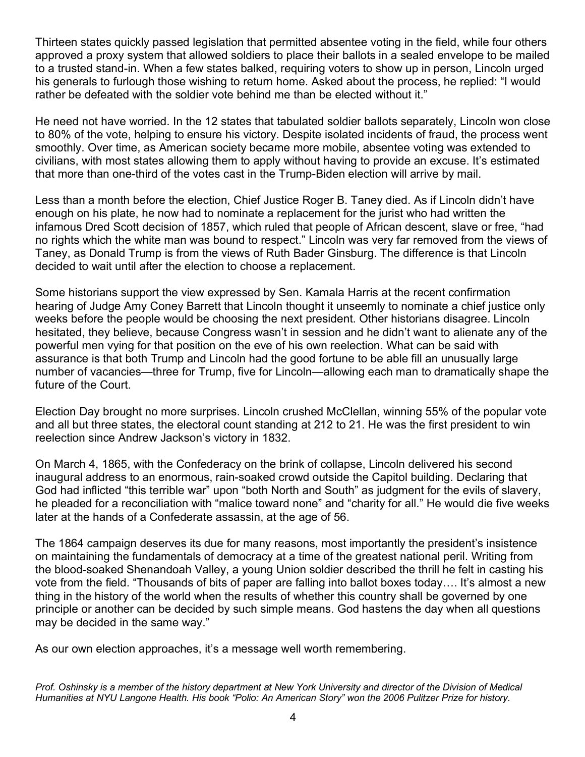Thirteen states quickly passed legislation that permitted absentee voting in the field, while four others approved a proxy system that allowed soldiers to place their ballots in a sealed envelope to be mailed to a trusted stand-in. When a few states balked, requiring voters to show up in person, Lincoln urged his generals to furlough those wishing to return home. Asked about the process, he replied: "I would rather be defeated with the soldier vote behind me than be elected without it."

He need not have worried. In the 12 states that tabulated soldier ballots separately, Lincoln won close to 80% of the vote, helping to ensure his victory. Despite isolated incidents of fraud, the process went smoothly. Over time, as American society became more mobile, absentee voting was extended to civilians, with most states allowing them to apply without having to provide an excuse. It's estimated that more than one-third of the votes cast in the Trump-Biden election will arrive by mail.

Less than a month before the election, Chief Justice Roger B. Taney died. As if Lincoln didn't have enough on his plate, he now had to nominate a replacement for the jurist who had written the infamous Dred Scott decision of 1857, which ruled that people of African descent, slave or free, "had no rights which the white man was bound to respect." Lincoln was very far removed from the views of Taney, as Donald Trump is from the views of Ruth Bader Ginsburg. The difference is that Lincoln decided to wait until after the election to choose a replacement.

Some historians support the view expressed by Sen. Kamala Harris at the recent confirmation hearing of Judge Amy Coney Barrett that Lincoln thought it unseemly to nominate a chief justice only weeks before the people would be choosing the next president. Other historians disagree. Lincoln hesitated, they believe, because Congress wasn't in session and he didn't want to alienate any of the powerful men vying for that position on the eve of his own reelection. What can be said with assurance is that both Trump and Lincoln had the good fortune to be able fill an unusually large number of vacancies—three for Trump, five for Lincoln—allowing each man to dramatically shape the future of the Court.

Election Day brought no more surprises. Lincoln crushed McClellan, winning 55% of the popular vote and all but three states, the electoral count standing at 212 to 21. He was the first president to win reelection since Andrew Jackson's victory in 1832.

On March 4, 1865, with the Confederacy on the brink of collapse, Lincoln delivered his second inaugural address to an enormous, rain-soaked crowd outside the Capitol building. Declaring that God had inflicted "this terrible war" upon "both North and South" as judgment for the evils of slavery, he pleaded for a reconciliation with "malice toward none" and "charity for all." He would die five weeks later at the hands of a Confederate assassin, at the age of 56.

The 1864 campaign deserves its due for many reasons, most importantly the president's insistence on maintaining the fundamentals of democracy at a time of the greatest national peril. Writing from the blood-soaked Shenandoah Valley, a young Union soldier described the thrill he felt in casting his vote from the field. "Thousands of bits of paper are falling into ballot boxes today…. It's almost a new thing in the history of the world when the results of whether this country shall be governed by one principle or another can be decided by such simple means. God hastens the day when all questions may be decided in the same way."

As our own election approaches, it's a message well worth remembering.

*Prof. Oshinsky is a member of the history department at New York University and director of the Division of Medical Humanities at NYU Langone Health. His book "Polio: An American Story" won the 2006 Pulitzer Prize for history.*